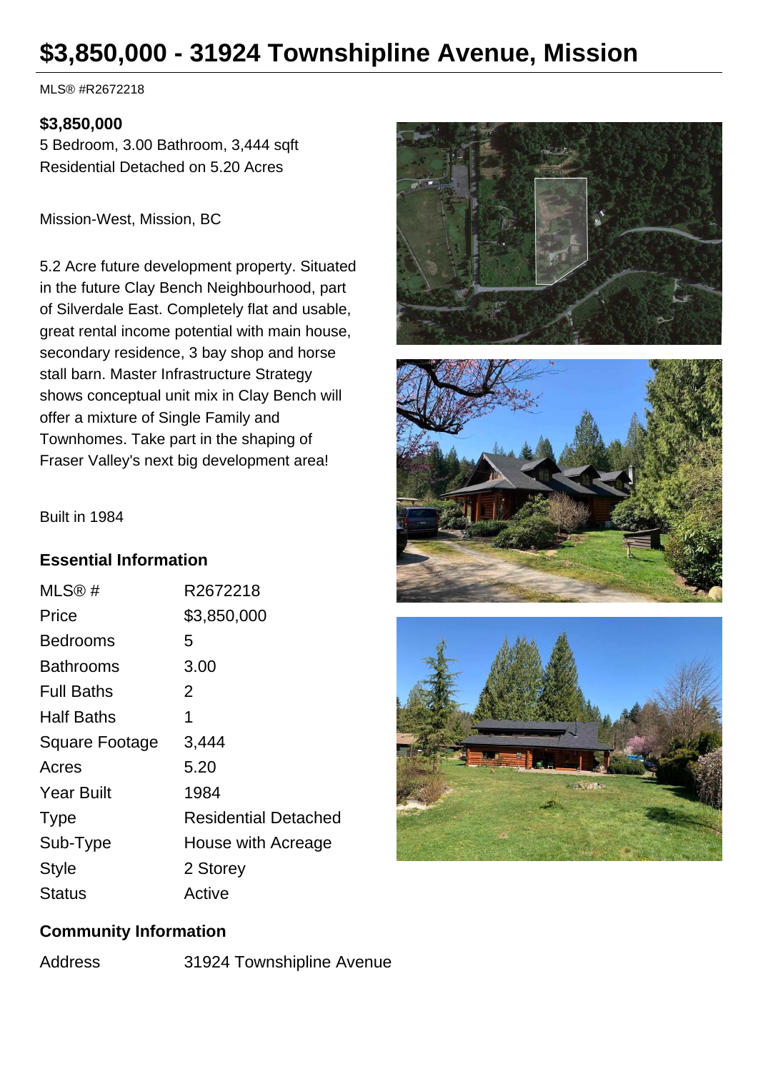# $3,850,000 - 31924 Townshipline Avenue, Mission

MLS® #R2672218

**$3,850,000**
5 Bedroom, 3.00 Bathroom, 3,444 sqft
Residential Detached on 5.20 Acres

Mission-West, Mission, BC

5.2 Acre future development property. Situated in the future Clay Bench Neighbourhood, part of Silverdale East. Completely flat and usable, great rental income potential with main house, secondary residence, 3 bay shop and horse stall barn. Master Infrastructure Strategy shows conceptual unit mix in Clay Bench will offer a mixture of Single Family and Townhomes. Take part in the shaping of Fraser Valley's next big development area!

Built in 1984

## Essential Information

| | |
|---|---|
| MLS® # | R2672218 |
| Price | $3,850,000 |
| Bedrooms | 5 |
| Bathrooms | 3.00 |
| Full Baths | 2 |
| Half Baths | 1 |
| Square Footage | 3,444 |
| Acres | 5.20 |
| Year Built | 1984 |
| Type | Residential Detached |
| Sub-Type | House with Acreage |
| Style | 2 Storey |
| Status | Active |

## Community Information

| | |
|---|---|
| Address | 31924 Townshipline Avenue |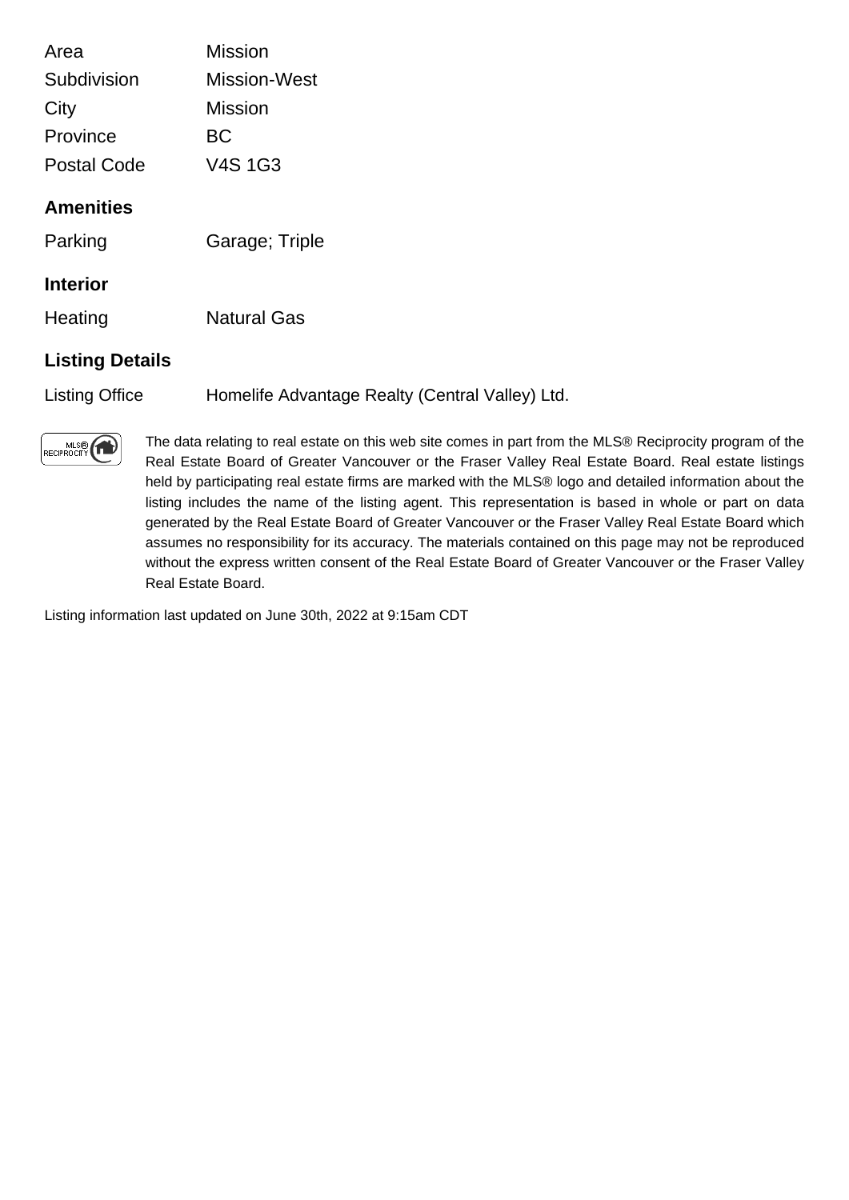| | |
|---|---|
| Area | Mission |
| Subdivision | Mission-West |
| City | Mission |
| Province | BC |
| Postal Code | V4S 1G3 |

## Amenities

| | |
|---|---|
| Parking | Garage; Triple |

## Interior

| | |
|---|---|
| Heating | Natural Gas |

## Listing Details

| | |
|---|---|
| Listing Office | Homelife Advantage Realty (Central Valley) Ltd. |

The data relating to real estate on this web site comes in part from the MLS® Reciprocity program of the Real Estate Board of Greater Vancouver or the Fraser Valley Real Estate Board. Real estate listings held by participating real estate firms are marked with the MLS® logo and detailed information about the listing includes the name of the listing agent. This representation is based in whole or part on data generated by the Real Estate Board of Greater Vancouver or the Fraser Valley Real Estate Board which assumes no responsibility for its accuracy. The materials contained on this page may not be reproduced without the express written consent of the Real Estate Board of Greater Vancouver or the Fraser Valley Real Estate Board.

Listing information last updated on June 30th, 2022 at 9:15am CDT